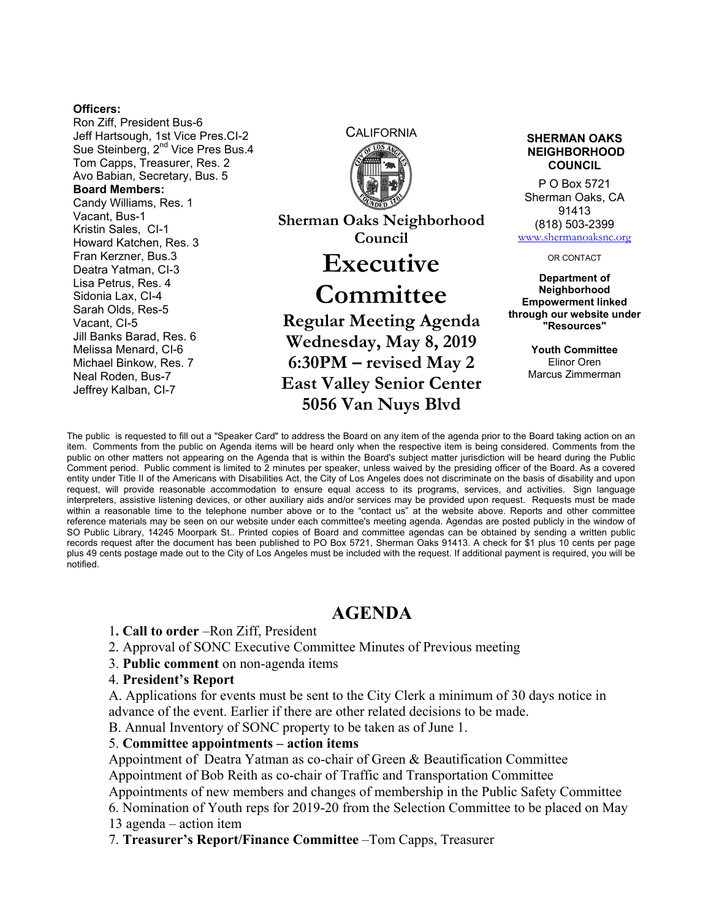**Officers:**
Ron Ziff, President Bus-6
Jeff Hartsough, 1st Vice Pres.CI-2
Sue Steinberg, 2nd Vice Pres Bus.4
Tom Capps, Treasurer, Res. 2
Avo Babian, Secretary, Bus. 5

**Board Members:**
Candy Williams, Res. 1
Vacant, Bus-1
Kristin Sales, CI-1
Howard Katchen, Res. 3
Fran Kerzner, Bus.3
Deatra Yatman, CI-3
Lisa Petrus, Res. 4
Sidonia Lax, CI-4
Sarah Olds, Res-5
Vacant, CI-5
Jill Banks Barad, Res. 6
Melissa Menard, CI-6
Michael Binkow, Res. 7
Neal Roden, Bus-7
Jeffrey Kalban, CI-7

CALIFORNIA

**Sherman Oaks Neighborhood Council**

# Executive Committee

**Regular Meeting Agenda**
**Wednesday, May 8, 2019**
**6:30PM – revised May 2**
**East Valley Senior Center**
**5056 Van Nuys Blvd**

**SHERMAN OAKS NEIGHBORHOOD COUNCIL**

P O Box 5721
Sherman Oaks, CA
91413
(818) 503-2399
www.shermanoaksnc.org

OR CONTACT

**Department of Neighborhood Empowerment linked through our website under "Resources"**

**Youth Committee**
Elinor Oren
Marcus Zimmerman

The public is requested to fill out a "Speaker Card" to address the Board on any item of the agenda prior to the Board taking action on an item. Comments from the public on Agenda items will be heard only when the respective item is being considered. Comments from the public on other matters not appearing on the Agenda that is within the Board's subject matter jurisdiction will be heard during the Public Comment period. Public comment is limited to 2 minutes per speaker, unless waived by the presiding officer of the Board. As a covered entity under Title II of the Americans with Disabilities Act, the City of Los Angeles does not discriminate on the basis of disability and upon request, will provide reasonable accommodation to ensure equal access to its programs, services, and activities. Sign language interpreters, assistive listening devices, or other auxiliary aids and/or services may be provided upon request. Requests must be made within a reasonable time to the telephone number above or to the "contact us" at the website above. Reports and other committee reference materials may be seen on our website under each committee's meeting agenda. Agendas are posted publicly in the window of SO Public Library, 14245 Moorpark St.. Printed copies of Board and committee agendas can be obtained by sending a written public records request after the document has been published to PO Box 5721, Sherman Oaks 91413. A check for $1 plus 10 cents per page plus 49 cents postage made out to the City of Los Angeles must be included with the request. If additional payment is required, you will be notified.

## AGENDA

1. **Call to order** –Ron Ziff, President
2. Approval of SONC Executive Committee Minutes of Previous meeting
3. **Public comment** on non-agenda items
4. **President's Report**

A. Applications for events must be sent to the City Clerk a minimum of 30 days notice in advance of the event. Earlier if there are other related decisions to be made.

B. Annual Inventory of SONC property to be taken as of June 1.

5. **Committee appointments – action items**

Appointment of Deatra Yatman as co-chair of Green & Beautification Committee
Appointment of Bob Reith as co-chair of Traffic and Transportation Committee
Appointments of new members and changes of membership in the Public Safety Committee

6. Nomination of Youth reps for 2019-20 from the Selection Committee to be placed on May 13 agenda – action item
7. **Treasurer's Report/Finance Committee** –Tom Capps, Treasurer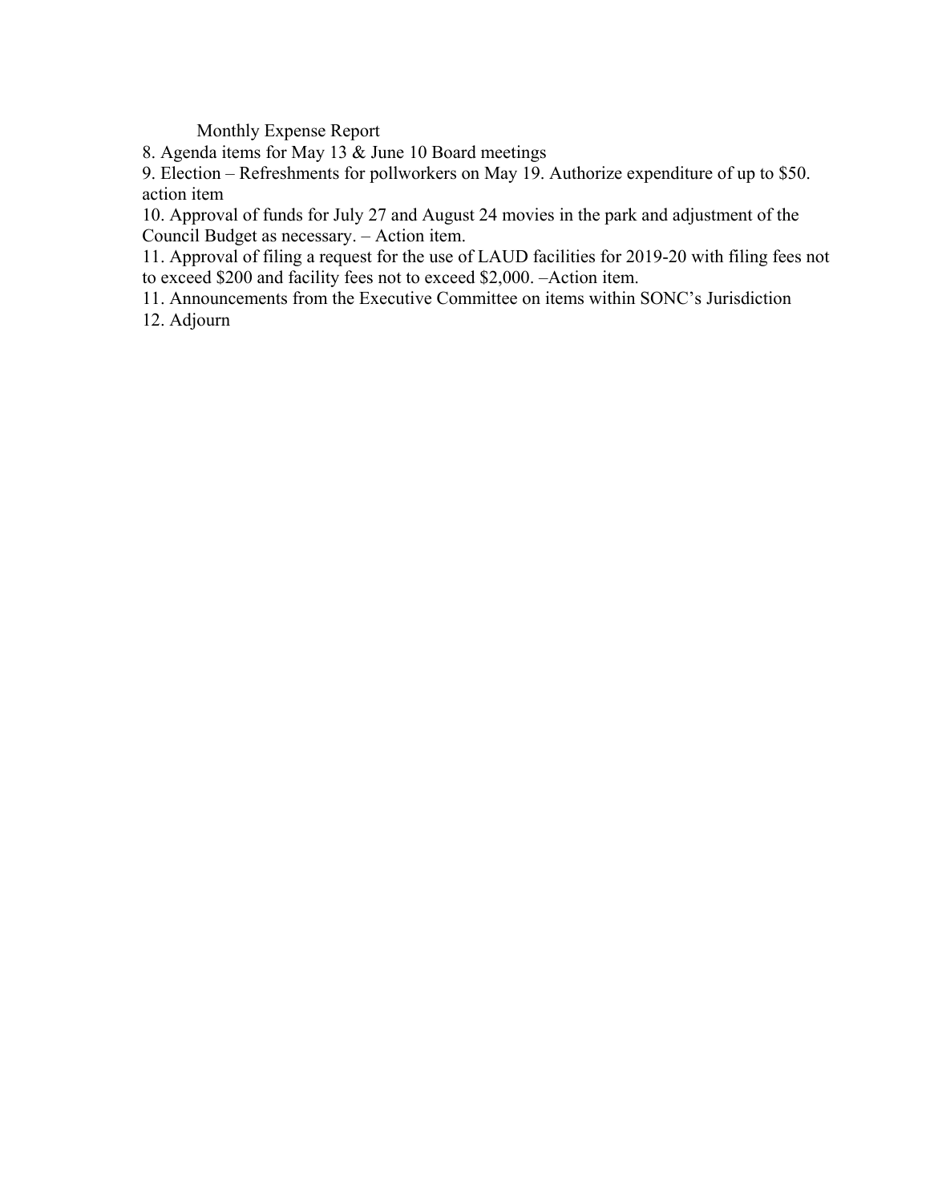Monthly Expense Report

8. Agenda items for May 13 & June 10 Board meetings
9. Election – Refreshments for pollworkers on May 19. Authorize expenditure of up to $50. action item
10. Approval of funds for July 27 and August 24 movies in the park and adjustment of the Council Budget as necessary. – Action item.
11. Approval of filing a request for the use of LAUD facilities for 2019-20 with filing fees not to exceed $200 and facility fees not to exceed $2,000. –Action item.
11. Announcements from the Executive Committee on items within SONC's Jurisdiction
12. Adjourn